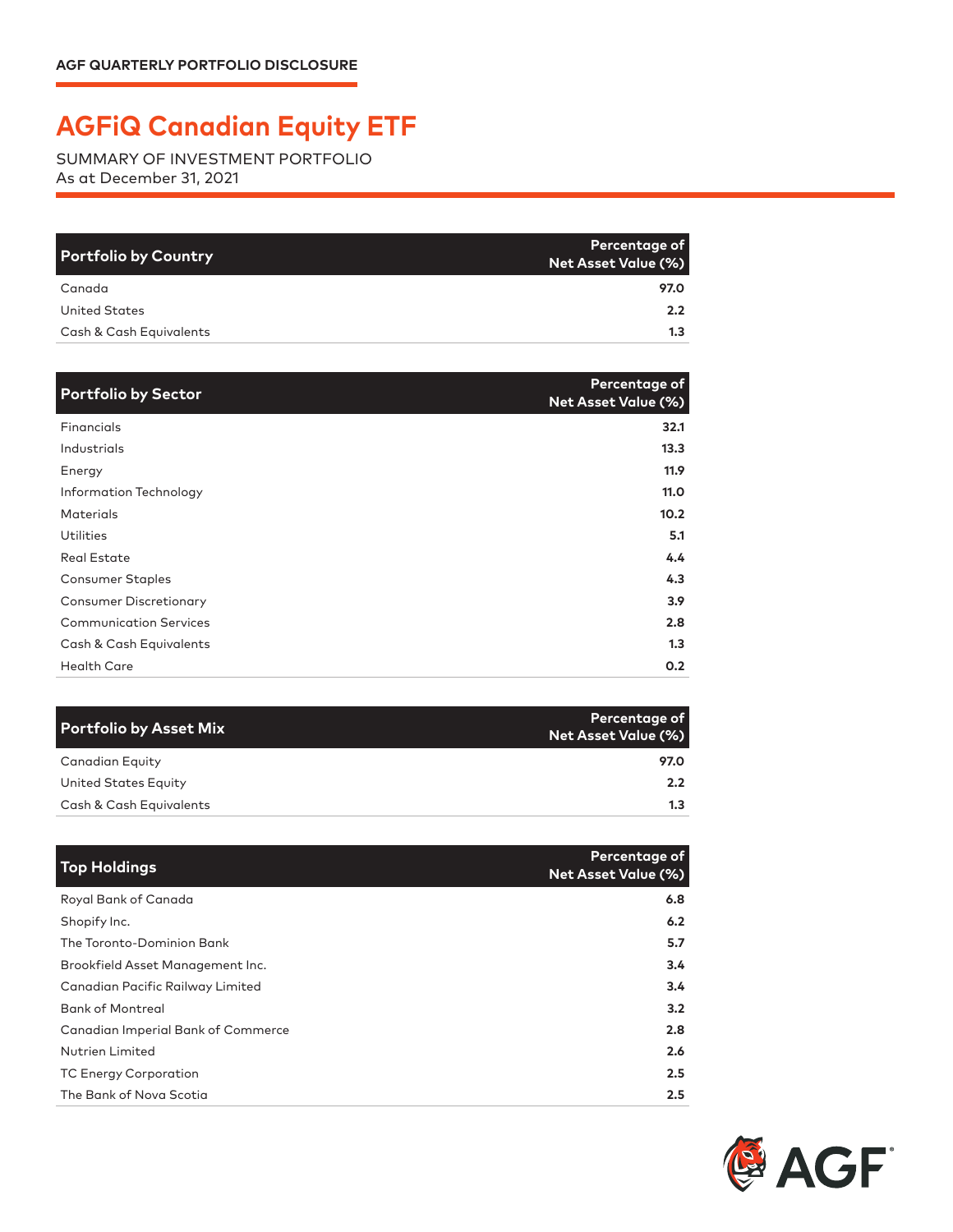AGF QUARTERLY PORTFOLIO DISCLOSURE

# AGFiQ Canadian Equity ETF

SUMMARY OF INVESTMENT PORTFOLIO
As at December 31, 2021

| Portfolio by Country | Percentage of Net Asset Value (%) |
|---|---|
| Canada | 97.0 |
| United States | 2.2 |
| Cash & Cash Equivalents | 1.3 |

| Portfolio by Sector | Percentage of Net Asset Value (%) |
|---|---|
| Financials | 32.1 |
| Industrials | 13.3 |
| Energy | 11.9 |
| Information Technology | 11.0 |
| Materials | 10.2 |
| Utilities | 5.1 |
| Real Estate | 4.4 |
| Consumer Staples | 4.3 |
| Consumer Discretionary | 3.9 |
| Communication Services | 2.8 |
| Cash & Cash Equivalents | 1.3 |
| Health Care | 0.2 |

| Portfolio by Asset Mix | Percentage of Net Asset Value (%) |
|---|---|
| Canadian Equity | 97.0 |
| United States Equity | 2.2 |
| Cash & Cash Equivalents | 1.3 |

| Top Holdings | Percentage of Net Asset Value (%) |
|---|---|
| Royal Bank of Canada | 6.8 |
| Shopify Inc. | 6.2 |
| The Toronto-Dominion Bank | 5.7 |
| Brookfield Asset Management Inc. | 3.4 |
| Canadian Pacific Railway Limited | 3.4 |
| Bank of Montreal | 3.2 |
| Canadian Imperial Bank of Commerce | 2.8 |
| Nutrien Limited | 2.6 |
| TC Energy Corporation | 2.5 |
| The Bank of Nova Scotia | 2.5 |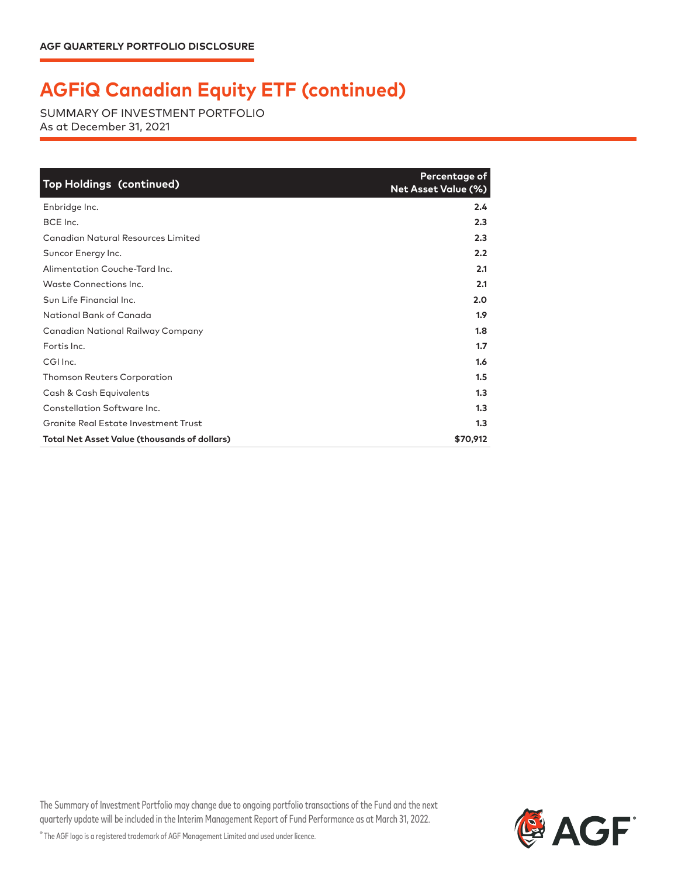**AGF QUARTERLY PORTFOLIO DISCLOSURE**

# AGFiQ Canadian Equity ETF (continued)

SUMMARY OF INVESTMENT PORTFOLIO
As at December 31, 2021

| Top Holdings (continued) | Percentage of Net Asset Value (%) |
|---|---|
| Enbridge Inc. | 2.4 |
| BCE Inc. | 2.3 |
| Canadian Natural Resources Limited | 2.3 |
| Suncor Energy Inc. | 2.2 |
| Alimentation Couche-Tard Inc. | 2.1 |
| Waste Connections Inc. | 2.1 |
| Sun Life Financial Inc. | 2.0 |
| National Bank of Canada | 1.9 |
| Canadian National Railway Company | 1.8 |
| Fortis Inc. | 1.7 |
| CGI Inc. | 1.6 |
| Thomson Reuters Corporation | 1.5 |
| Cash & Cash Equivalents | 1.3 |
| Constellation Software Inc. | 1.3 |
| Granite Real Estate Investment Trust | 1.3 |
| **Total Net Asset Value (thousands of dollars)** | **$70,912** |

The Summary of Investment Portfolio may change due to ongoing portfolio transactions of the Fund and the next quarterly update will be included in the Interim Management Report of Fund Performance as at March 31, 2022.

® The AGF logo is a registered trademark of AGF Management Limited and used under licence.